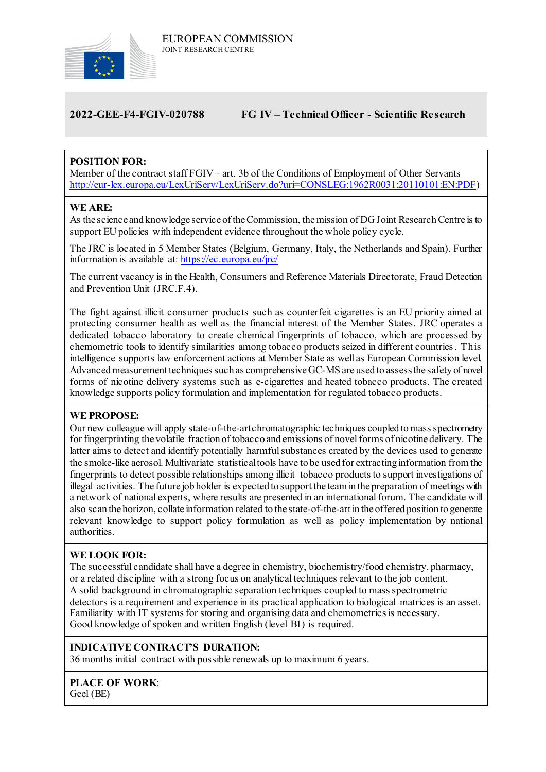EUROPEAN COMMISSION
JOINT RESEARCH CENTRE

**2022-GEE-F4-FGIV-020788 FG IV – Technical Officer - Scientific Research**

**POSITION FOR:**
Member of the contract staff FGIV – art. 3b of the Conditions of Employment of Other Servants http://eur-lex.europa.eu/LexUriServ/LexUriServ.do?uri=CONSLEG:1962R0031:20110101:EN:PDF)

**WE ARE:**
As the science and knowledge service of the Commission, the mission of DG Joint Research Centre is to support EU policies with independent evidence throughout the whole policy cycle.

The JRC is located in 5 Member States (Belgium, Germany, Italy, the Netherlands and Spain). Further information is available at: https://ec.europa.eu/jrc/

The current vacancy is in the Health, Consumers and Reference Materials Directorate, Fraud Detection and Prevention Unit (JRC.F.4).

The fight against illicit consumer products such as counterfeit cigarettes is an EU priority aimed at protecting consumer health as well as the financial interest of the Member States. JRC operates a dedicated tobacco laboratory to create chemical fingerprints of tobacco, which are processed by chemometric tools to identify similarities among tobacco products seized in different countries. This intelligence supports law enforcement actions at Member State as well as European Commission level. Advanced measurement techniques such as comprehensive GC-MS are used to assess the safety of novel forms of nicotine delivery systems such as e-cigarettes and heated tobacco products. The created knowledge supports policy formulation and implementation for regulated tobacco products.

**WE PROPOSE:**
Our new colleague will apply state-of-the-art chromatographic techniques coupled to mass spectrometry for fingerprinting the volatile fraction of tobacco and emissions of novel forms of nicotine delivery. The latter aims to detect and identify potentially harmful substances created by the devices used to generate the smoke-like aerosol. Multivariate statistical tools have to be used for extracting information from the fingerprints to detect possible relationships among illicit tobacco products to support investigations of illegal activities. The future job holder is expected to support the team in the preparation of meetings with a network of national experts, where results are presented in an international forum. The candidate will also scan the horizon, collate information related to the state-of-the-art in the offered position to generate relevant knowledge to support policy formulation as well as policy implementation by national authorities.

**WE LOOK FOR:**
The successful candidate shall have a degree in chemistry, biochemistry/food chemistry, pharmacy, or a related discipline with a strong focus on analytical techniques relevant to the job content.
A solid background in chromatographic separation techniques coupled to mass spectrometric detectors is a requirement and experience in its practical application to biological matrices is an asset.
Familiarity with IT systems for storing and organising data and chemometrics is necessary.
Good knowledge of spoken and written English (level B1) is required.

**INDICATIVE CONTRACT'S DURATION:**
36 months initial contract with possible renewals up to maximum 6 years.

**PLACE OF WORK**:
Geel (BE)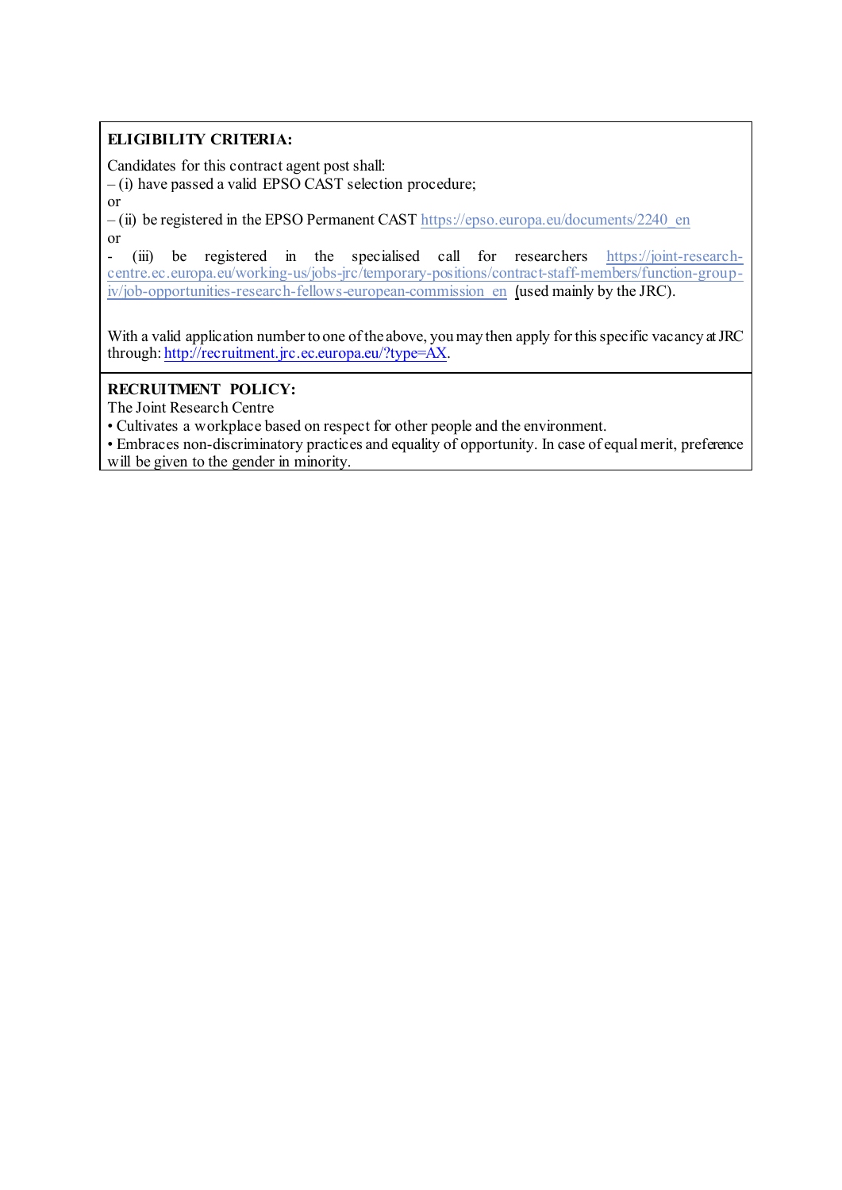**ELIGIBILITY CRITERIA:**

Candidates for this contract agent post shall:

– (i) have passed a valid EPSO CAST selection procedure;

or

– (ii) be registered in the EPSO Permanent CAST https://epso.europa.eu/documents/2240_en

or

- (iii) be registered in the specialised call for researchers https://joint-research-centre.ec.europa.eu/working-us/jobs-jrc/temporary-positions/contract-staff-members/function-group-iv/job-opportunities-research-fellows-european-commission_en (used mainly by the JRC).

With a valid application number to one of the above, you may then apply for this specific vacancy at JRC through: http://recruitment.jrc.ec.europa.eu/?type=AX.

**RECRUITMENT POLICY:**

The Joint Research Centre

- Cultivates a workplace based on respect for other people and the environment.
- Embraces non-discriminatory practices and equality of opportunity. In case of equal merit, preference will be given to the gender in minority.